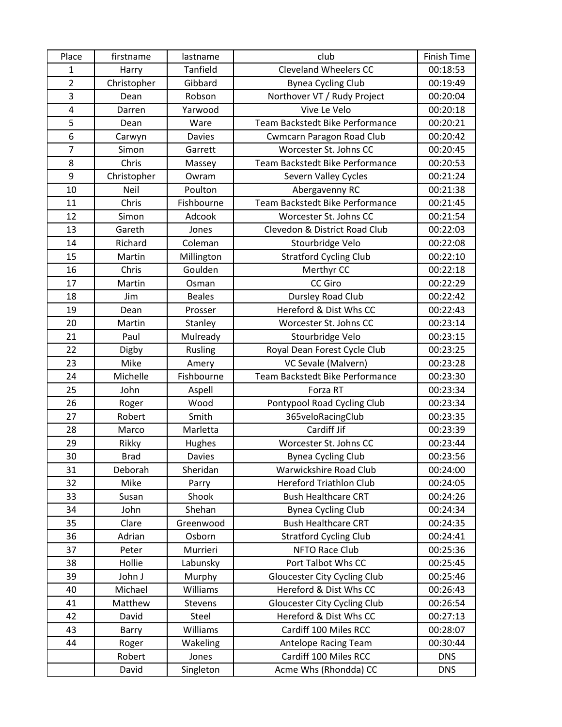| Place | firstname | lastname | club | Finish Time |
|---|---|---|---|---|
| 1 | Harry | Tanfield | Cleveland Wheelers CC | 00:18:53 |
| 2 | Christopher | Gibbard | Bynea Cycling Club | 00:19:49 |
| 3 | Dean | Robson | Northover VT / Rudy Project | 00:20:04 |
| 4 | Darren | Yarwood | Vive Le Velo | 00:20:18 |
| 5 | Dean | Ware | Team Backstedt Bike Performance | 00:20:21 |
| 6 | Carwyn | Davies | Cwmcarn Paragon Road Club | 00:20:42 |
| 7 | Simon | Garrett | Worcester St. Johns CC | 00:20:45 |
| 8 | Chris | Massey | Team Backstedt Bike Performance | 00:20:53 |
| 9 | Christopher | Owram | Severn Valley Cycles | 00:21:24 |
| 10 | Neil | Poulton | Abergavenny RC | 00:21:38 |
| 11 | Chris | Fishbourne | Team Backstedt Bike Performance | 00:21:45 |
| 12 | Simon | Adcook | Worcester St. Johns CC | 00:21:54 |
| 13 | Gareth | Jones | Clevedon & District Road Club | 00:22:03 |
| 14 | Richard | Coleman | Stourbridge Velo | 00:22:08 |
| 15 | Martin | Millington | Stratford Cycling Club | 00:22:10 |
| 16 | Chris | Goulden | Merthyr CC | 00:22:18 |
| 17 | Martin | Osman | CC Giro | 00:22:29 |
| 18 | Jim | Beales | Dursley Road Club | 00:22:42 |
| 19 | Dean | Prosser | Hereford & Dist Whs CC | 00:22:43 |
| 20 | Martin | Stanley | Worcester St. Johns CC | 00:23:14 |
| 21 | Paul | Mulready | Stourbridge Velo | 00:23:15 |
| 22 | Digby | Rusling | Royal Dean Forest Cycle Club | 00:23:25 |
| 23 | Mike | Amery | VC Sevale (Malvern) | 00:23:28 |
| 24 | Michelle | Fishbourne | Team Backstedt Bike Performance | 00:23:30 |
| 25 | John | Aspell | Forza RT | 00:23:34 |
| 26 | Roger | Wood | Pontypool Road Cycling Club | 00:23:34 |
| 27 | Robert | Smith | 365veloRacingClub | 00:23:35 |
| 28 | Marco | Marletta | Cardiff Jif | 00:23:39 |
| 29 | Rikky | Hughes | Worcester St. Johns CC | 00:23:44 |
| 30 | Brad | Davies | Bynea Cycling Club | 00:23:56 |
| 31 | Deborah | Sheridan | Warwickshire Road Club | 00:24:00 |
| 32 | Mike | Parry | Hereford Triathlon Club | 00:24:05 |
| 33 | Susan | Shook | Bush Healthcare CRT | 00:24:26 |
| 34 | John | Shehan | Bynea Cycling Club | 00:24:34 |
| 35 | Clare | Greenwood | Bush Healthcare CRT | 00:24:35 |
| 36 | Adrian | Osborn | Stratford Cycling Club | 00:24:41 |
| 37 | Peter | Murrieri | NFTO Race Club | 00:25:36 |
| 38 | Hollie | Labunsky | Port Talbot Whs CC | 00:25:45 |
| 39 | John J | Murphy | Gloucester City Cycling Club | 00:25:46 |
| 40 | Michael | Williams | Hereford & Dist Whs CC | 00:26:43 |
| 41 | Matthew | Stevens | Gloucester City Cycling Club | 00:26:54 |
| 42 | David | Steel | Hereford & Dist Whs CC | 00:27:13 |
| 43 | Barry | Williams | Cardiff 100 Miles RCC | 00:28:07 |
| 44 | Roger | Wakeling | Antelope Racing Team | 00:30:44 |
| | Robert | Jones | Cardiff 100 Miles RCC | DNS |
| | David | Singleton | Acme Whs (Rhondda) CC | DNS |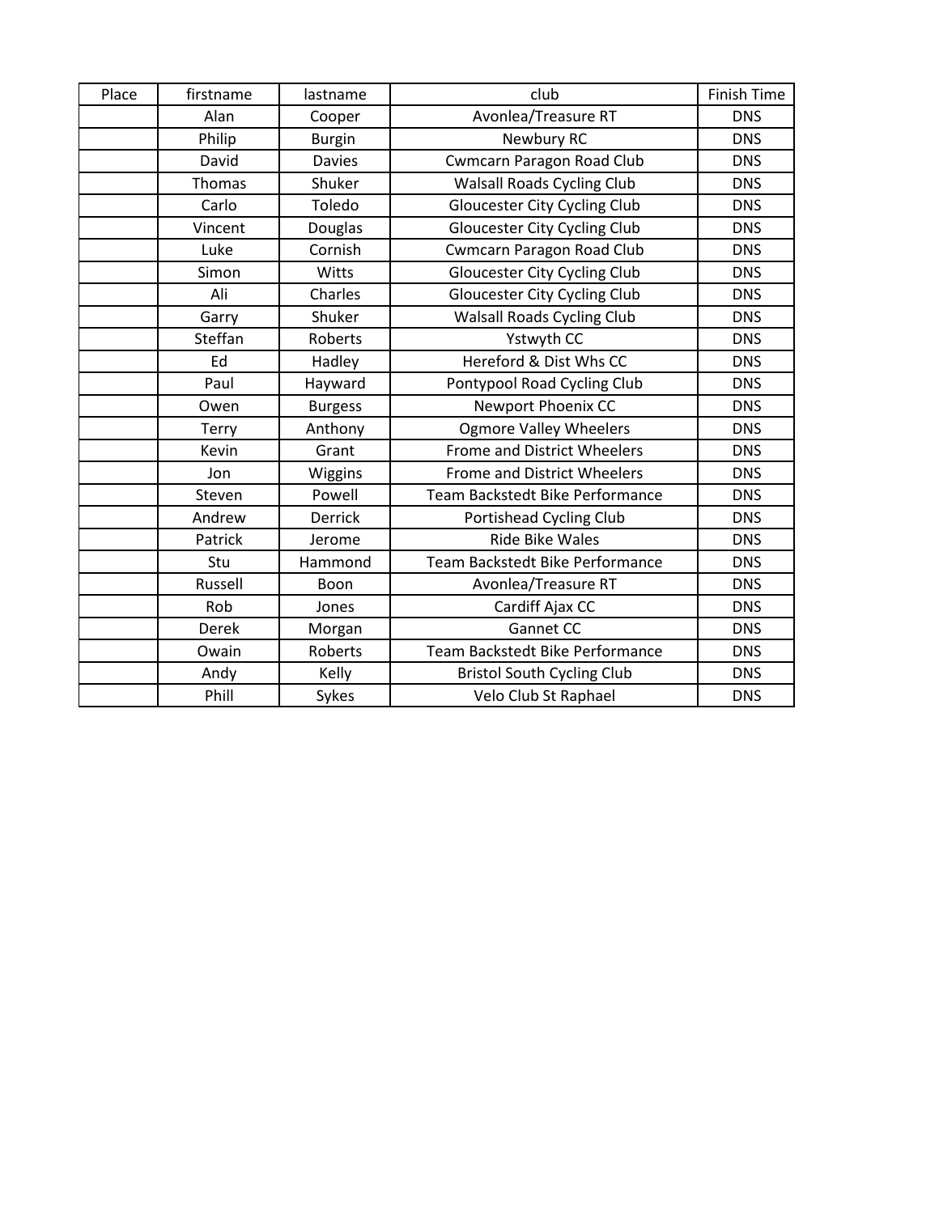| Place | firstname | lastname | club | Finish Time |
| --- | --- | --- | --- | --- |
| | Alan | Cooper | Avonlea/Treasure RT | DNS |
| | Philip | Burgin | Newbury RC | DNS |
| | David | Davies | Cwmcarn Paragon Road Club | DNS |
| | Thomas | Shuker | Walsall Roads Cycling Club | DNS |
| | Carlo | Toledo | Gloucester City Cycling Club | DNS |
| | Vincent | Douglas | Gloucester City Cycling Club | DNS |
| | Luke | Cornish | Cwmcarn Paragon Road Club | DNS |
| | Simon | Witts | Gloucester City Cycling Club | DNS |
| | Ali | Charles | Gloucester City Cycling Club | DNS |
| | Garry | Shuker | Walsall Roads Cycling Club | DNS |
| | Steffan | Roberts | Ystwyth CC | DNS |
| | Ed | Hadley | Hereford & Dist Whs CC | DNS |
| | Paul | Hayward | Pontypool Road Cycling Club | DNS |
| | Owen | Burgess | Newport Phoenix CC | DNS |
| | Terry | Anthony | Ogmore Valley Wheelers | DNS |
| | Kevin | Grant | Frome and District Wheelers | DNS |
| | Jon | Wiggins | Frome and District Wheelers | DNS |
| | Steven | Powell | Team Backstedt Bike Performance | DNS |
| | Andrew | Derrick | Portishead Cycling Club | DNS |
| | Patrick | Jerome | Ride Bike Wales | DNS |
| | Stu | Hammond | Team Backstedt Bike Performance | DNS |
| | Russell | Boon | Avonlea/Treasure RT | DNS |
| | Rob | Jones | Cardiff Ajax CC | DNS |
| | Derek | Morgan | Gannet CC | DNS |
| | Owain | Roberts | Team Backstedt Bike Performance | DNS |
| | Andy | Kelly | Bristol South Cycling Club | DNS |
| | Phill | Sykes | Velo Club St Raphael | DNS |